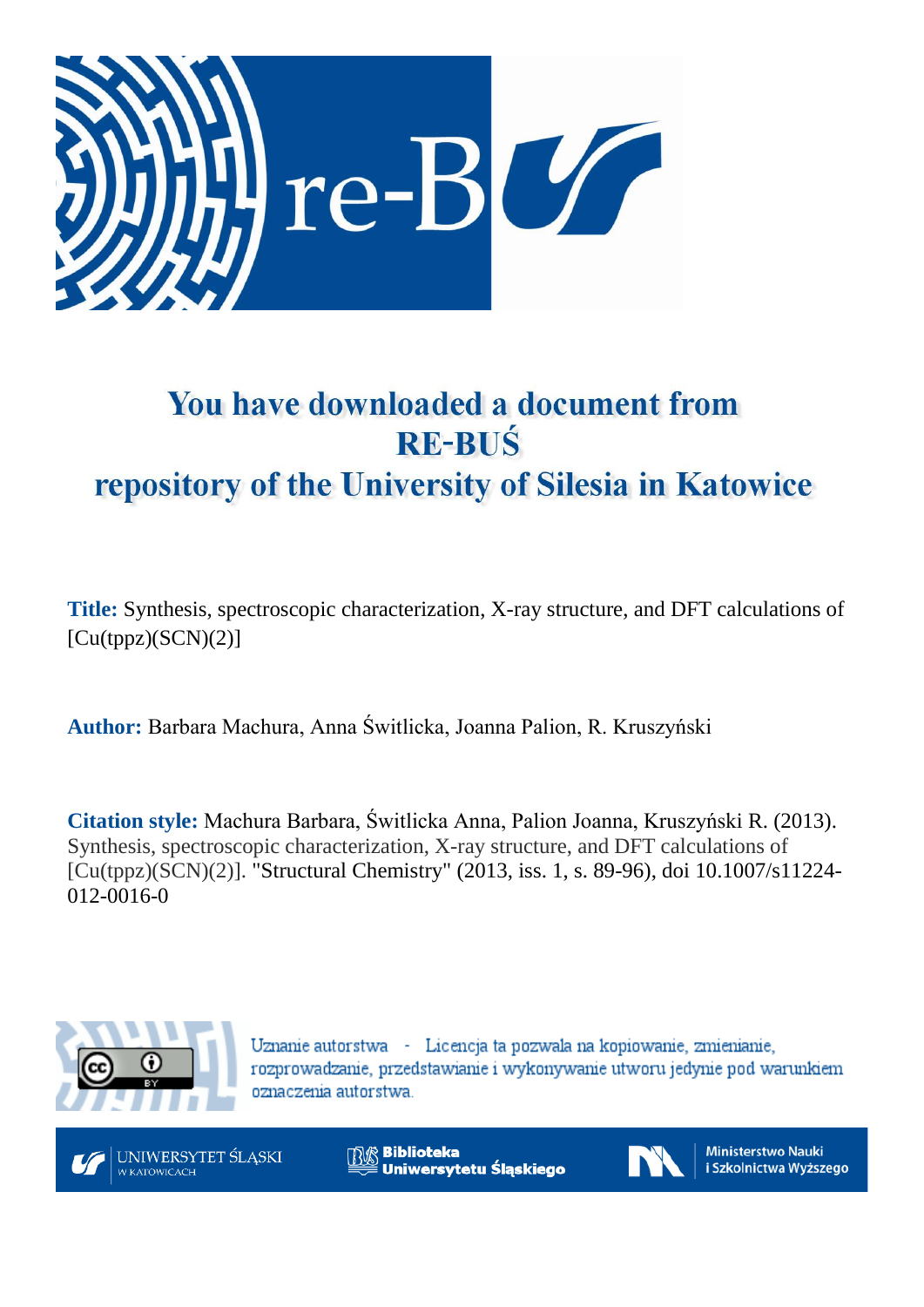# You have downloaded a document from RE-BUŚ repository of the University of Silesia in Katowice

**Title:** Synthesis, spectroscopic characterization, X-ray structure, and DFT calculations of [Cu(tppz)(SCN)(2)]

**Author:** Barbara Machura, Anna Świtlicka, Joanna Palion, R. Kruszyński

**Citation style:** Machura Barbara, Świtlicka Anna, Palion Joanna, Kruszyński R. (2013). Synthesis, spectroscopic characterization, X-ray structure, and DFT calculations of [Cu(tppz)(SCN)(2)]. "Structural Chemistry" (2013, iss. 1, s. 89-96), doi 10.1007/s11224-012-0016-0

Uznanie autorstwa - Licencja ta pozwala na kopiowanie, zmienianie, rozprowadzanie, przedstawianie i wykonywanie utworu jedynie pod warunkiem oznaczenia autorstwa.

UNIWERSYTET ŚLĄSKI W KATOWICACH

Biblioteka Uniwersytetu Śląskiego

Ministerstwo Nauki i Szkolnictwa Wyższego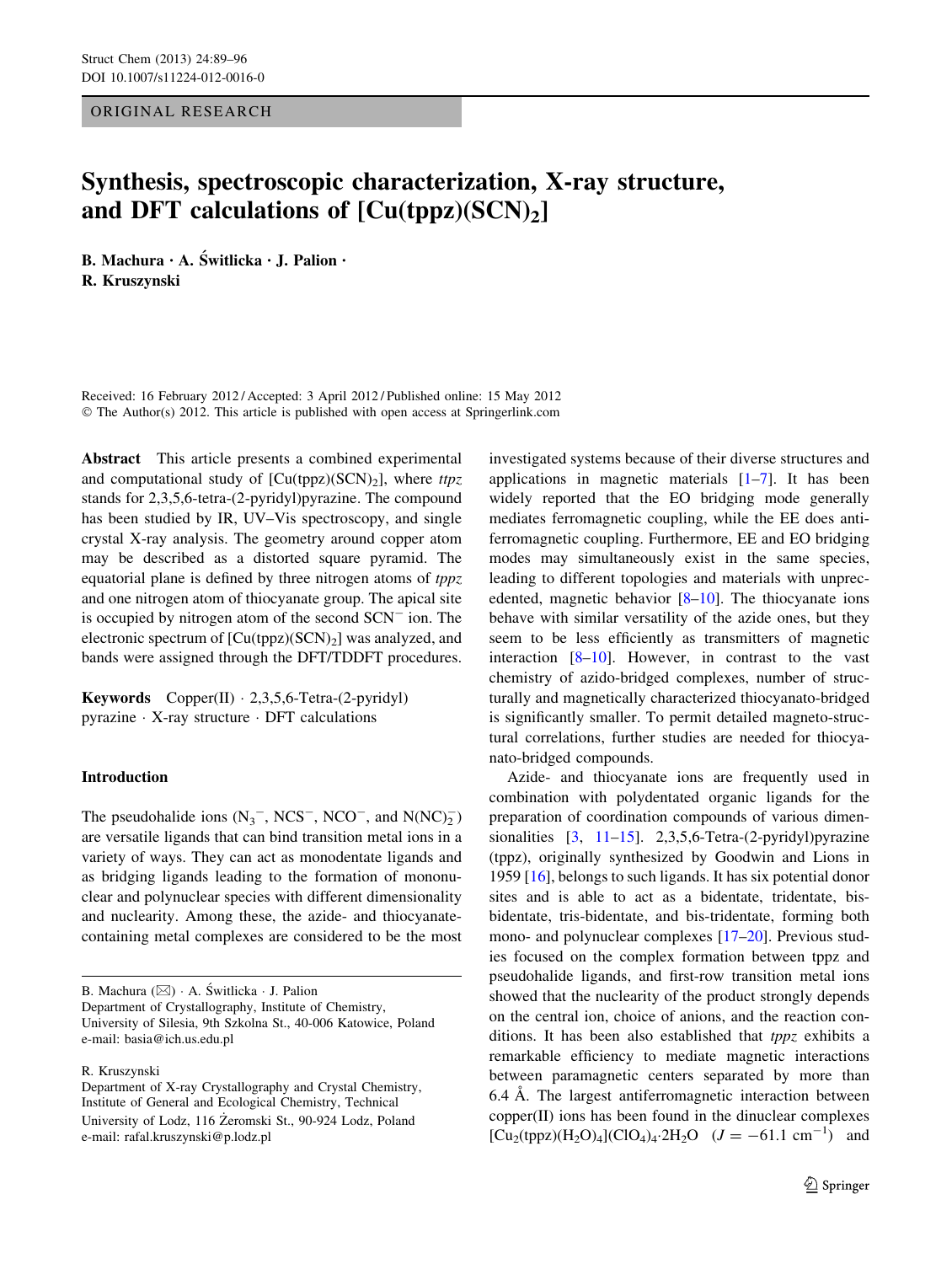# Synthesis, spectroscopic characterization, X-ray structure, and DFT calculations of $[Cu(tppz)(SCN)_2]$

**B. Machura · A. Świtlicka · J. Palion · R. Kruszynski**

Received: 16 February 2012 / Accepted: 3 April 2012 / Published online: 15 May 2012
© The Author(s) 2012. This article is published with open access at Springerlink.com

**Abstract** This article presents a combined experimental and computational study of $[Cu(tppz)(SCN)_2]$, where *ttpz* stands for 2,3,5,6-tetra-(2-pyridyl)pyrazine. The compound has been studied by IR, UV–Vis spectroscopy, and single crystal X-ray analysis. The geometry around copper atom may be described as a distorted square pyramid. The equatorial plane is defined by three nitrogen atoms of *tppz* and one nitrogen atom of thiocyanate group. The apical site is occupied by nitrogen atom of the second $SCN^-$ ion. The electronic spectrum of $[Cu(tppz)(SCN)_2]$ was analyzed, and bands were assigned through the DFT/TDDFT procedures.

**Keywords** Copper(II) · 2,3,5,6-Tetra-(2-pyridyl) pyrazine · X-ray structure · DFT calculations

## Introduction

The pseudohalide ions ($N_3^-$, $NCS^-$, $NCO^-$, and $N(NC)_2^-$) are versatile ligands that can bind transition metal ions in a variety of ways. They can act as monodentate ligands and as bridging ligands leading to the formation of mononuclear and polynuclear species with different dimensionality and nuclearity. Among these, the azide- and thiocyanate-containing metal complexes are considered to be the most investigated systems because of their diverse structures and applications in magnetic materials [1–7]. It has been widely reported that the EO bridging mode generally mediates ferromagnetic coupling, while the EE does antiferromagnetic coupling. Furthermore, EE and EO bridging modes may simultaneously exist in the same species, leading to different topologies and materials with unprecedented, magnetic behavior [8–10]. The thiocyanate ions behave with similar versatility of the azide ones, but they seem to be less efficiently as transmitters of magnetic interaction [8–10]. However, in contrast to the vast chemistry of azido-bridged complexes, number of structurally and magnetically characterized thiocyanato-bridged is significantly smaller. To permit detailed magneto-structural correlations, further studies are needed for thiocyanato-bridged compounds.

Azide- and thiocyanate ions are frequently used in combination with polydentated organic ligands for the preparation of coordination compounds of various dimensionalities [3, 11–15]. 2,3,5,6-Tetra-(2-pyridyl)pyrazine (tppz), originally synthesized by Goodwin and Lions in 1959 [16], belongs to such ligands. It has six potential donor sites and is able to act as a bidentate, tridentate, bis-bidentate, tris-bidentate, and bis-tridentate, forming both mono- and polynuclear complexes [17–20]. Previous studies focused on the complex formation between tppz and pseudohalide ligands, and first-row transition metal ions showed that the nuclearity of the product strongly depends on the central ion, choice of anions, and the reaction conditions. It has been also established that *tppz* exhibits a remarkable efficiency to mediate magnetic interactions between paramagnetic centers separated by more than 6.4 Å. The largest antiferromagnetic interaction between copper(II) ions has been found in the dinuclear complexes $[Cu_2(tppz)(H_2O)_4](ClO_4)_4{\cdot}2H_2O$ ($J = -61.1\ cm^{-1}$) and

---

B. Machura (✉) · A. Świtlicka · J. Palion
Department of Crystallography, Institute of Chemistry, University of Silesia, 9th Szkolna St., 40-006 Katowice, Poland
e-mail: basia@ich.us.edu.pl

R. Kruszynski
Department of X-ray Crystallography and Crystal Chemistry, Institute of General and Ecological Chemistry, Technical University of Lodz, 116 Żeromski St., 90-924 Lodz, Poland
e-mail: rafal.kruszynski@p.lodz.pl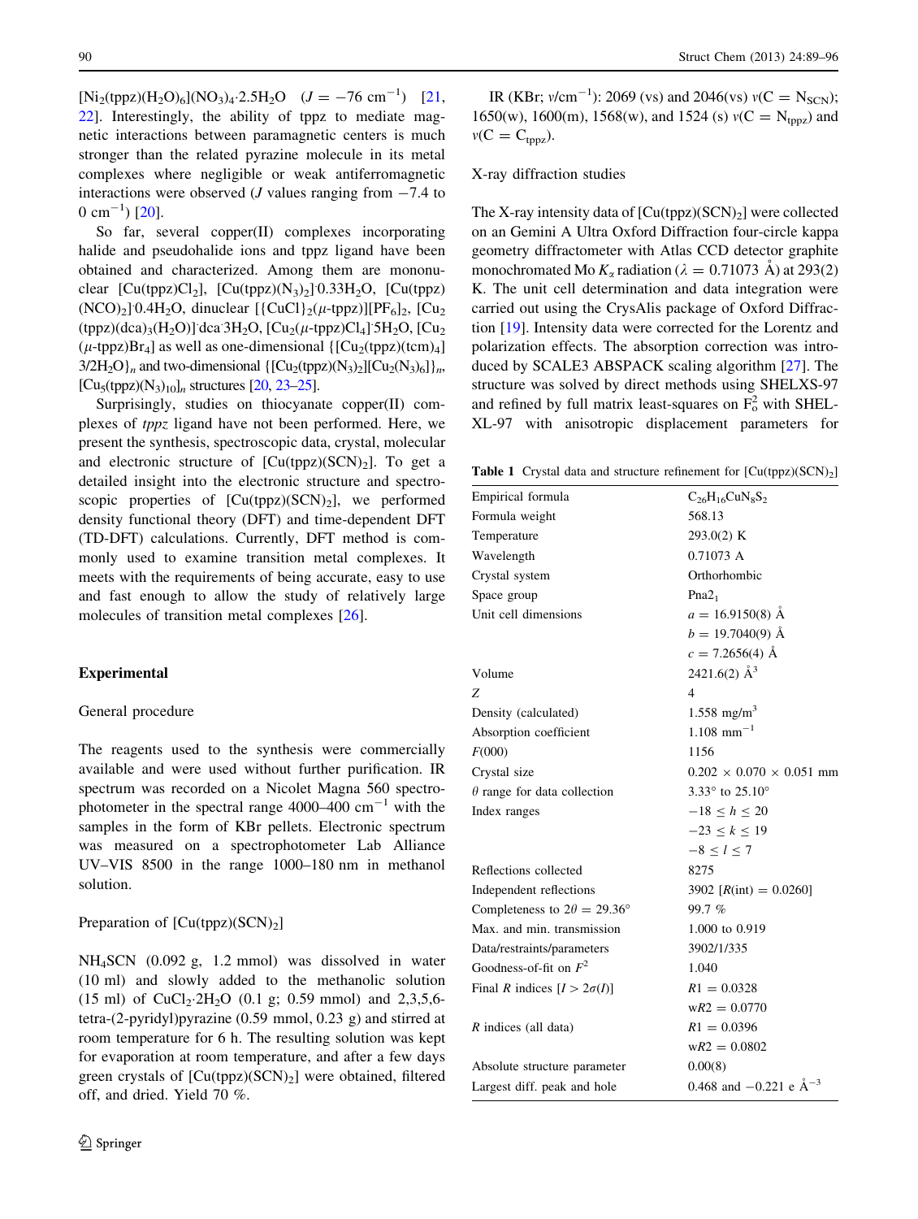$[Ni_2(tppz)(H_2O)_6](NO_3)_4{\cdot}2.5H_2O$ ($J = -76$ cm$^{-1}$) [21, 22]. Interestingly, the ability of tppz to mediate magnetic interactions between paramagnetic centers is much stronger than the related pyrazine molecule in its metal complexes where negligible or weak antiferromagnetic interactions were observed ($J$ values ranging from −7.4 to 0 cm$^{-1}$) [20].

So far, several copper(II) complexes incorporating halide and pseudohalide ions and tppz ligand have been obtained and characterized. Among them are mononuclear $[Cu(tppz)Cl_2]$, $[Cu(tppz)(N_3)_2]{\cdot}0.33H_2O$, $[Cu(tppz)(NCO)_2]{\cdot}0.4H_2O$, dinuclear $[\{CuCl\}_2(\mu\text{-tppz})][PF_6]_2$, $[Cu_2(tppz)(dca)_3(H_2O)]{\cdot}dca{\cdot}3H_2O$, $[Cu_2(\mu\text{-tppz})Cl_4]{\cdot}5H_2O$, $[Cu_2(\mu\text{-tppz})Br_4]$ as well as one-dimensional $\{[Cu_2(tppz)(tcm)_4]3/2H_2O\}_n$ and two-dimensional $\{[Cu_2(tppz)(N_3)_2][Cu_2(N_3)_6]\}_n$, $[Cu_5(tppz)(N_3)_{10}]_n$ structures [20, 23–25].

Surprisingly, studies on thiocyanate copper(II) complexes of *tppz* ligand have not been performed. Here, we present the synthesis, spectroscopic data, crystal, molecular and electronic structure of $[Cu(tppz)(SCN)_2]$. To get a detailed insight into the electronic structure and spectroscopic properties of $[Cu(tppz)(SCN)_2]$, we performed density functional theory (DFT) and time-dependent DFT (TD-DFT) calculations. Currently, DFT method is commonly used to examine transition metal complexes. It meets with the requirements of being accurate, easy to use and fast enough to allow the study of relatively large molecules of transition metal complexes [26].

## Experimental

### General procedure

The reagents used to the synthesis were commercially available and were used without further purification. IR spectrum was recorded on a Nicolet Magna 560 spectrophotometer in the spectral range 4000–400 cm$^{-1}$ with the samples in the form of KBr pellets. Electronic spectrum was measured on a spectrophotometer Lab Alliance UV–VIS 8500 in the range 1000–180 nm in methanol solution.

### Preparation of $[Cu(tppz)(SCN)_2]$

$NH_4SCN$ (0.092 g, 1.2 mmol) was dissolved in water (10 ml) and slowly added to the methanolic solution (15 ml) of $CuCl_2{\cdot}2H_2O$ (0.1 g; 0.59 mmol) and 2,3,5,6-tetra-(2-pyridyl)pyrazine (0.59 mmol, 0.23 g) and stirred at room temperature for 6 h. The resulting solution was kept for evaporation at room temperature, and after a few days green crystals of $[Cu(tppz)(SCN)_2]$ were obtained, filtered off, and dried. Yield 70 %.

IR (KBr; $\nu$/cm$^{-1}$): 2069 (vs) and 2046(vs) $\nu(C=N_{SCN})$; 1650(w), 1600(m), 1568(w), and 1524 (s) $\nu(C=N_{tppz})$ and $\nu(C=C_{tppz})$.

### X-ray diffraction studies

The X-ray intensity data of $[Cu(tppz)(SCN)_2]$ were collected on an Gemini A Ultra Oxford Diffraction four-circle kappa geometry diffractometer with Atlas CCD detector graphite monochromated Mo $K_\alpha$ radiation ($\lambda = 0.71073$ Å) at 293(2) K. The unit cell determination and data integration were carried out using the CrysAlis package of Oxford Diffraction [19]. Intensity data were corrected for the Lorentz and polarization effects. The absorption correction was introduced by SCALE3 ABSPACK scaling algorithm [27]. The structure was solved by direct methods using SHELXS-97 and refined by full matrix least-squares on $F_o^2$ with SHELXL-97 with anisotropic displacement parameters for

**Table 1** Crystal data and structure refinement for $[Cu(tppz)(SCN)_2]$

| | |
|---|---|
| Empirical formula | $C_{26}H_{16}CuN_8S_2$ |
| Formula weight | 568.13 |
| Temperature | 293.0(2) K |
| Wavelength | 0.71073 A |
| Crystal system | Orthorhombic |
| Space group | $Pna2_1$ |
| Unit cell dimensions | $a = 16.9150(8)$ Å |
| | $b = 19.7040(9)$ Å |
| | $c = 7.2656(4)$ Å |
| Volume | 2421.6(2) Å$^3$ |
| $Z$ | 4 |
| Density (calculated) | 1.558 mg/m$^3$ |
| Absorption coefficient | 1.108 mm$^{-1}$ |
| $F(000)$ | 1156 |
| Crystal size | 0.202 × 0.070 × 0.051 mm |
| $\theta$ range for data collection | 3.33° to 25.10° |
| Index ranges | $-18 \le h \le 20$ |
| | $-23 \le k \le 19$ |
| | $-8 \le l \le 7$ |
| Reflections collected | 8275 |
| Independent reflections | 3902 [$R$(int) = 0.0260] |
| Completeness to $2\theta = 29.36°$ | 99.7 % |
| Max. and min. transmission | 1.000 to 0.919 |
| Data/restraints/parameters | 3902/1/335 |
| Goodness-of-fit on $F^2$ | 1.040 |
| Final $R$ indices [$I > 2\sigma(I)$] | $R1 = 0.0328$ |
| | $wR2 = 0.0770$ |
| $R$ indices (all data) | $R1 = 0.0396$ |
| | $wR2 = 0.0802$ |
| Absolute structure parameter | 0.00(8) |
| Largest diff. peak and hole | 0.468 and −0.221 e Å$^{-3}$ |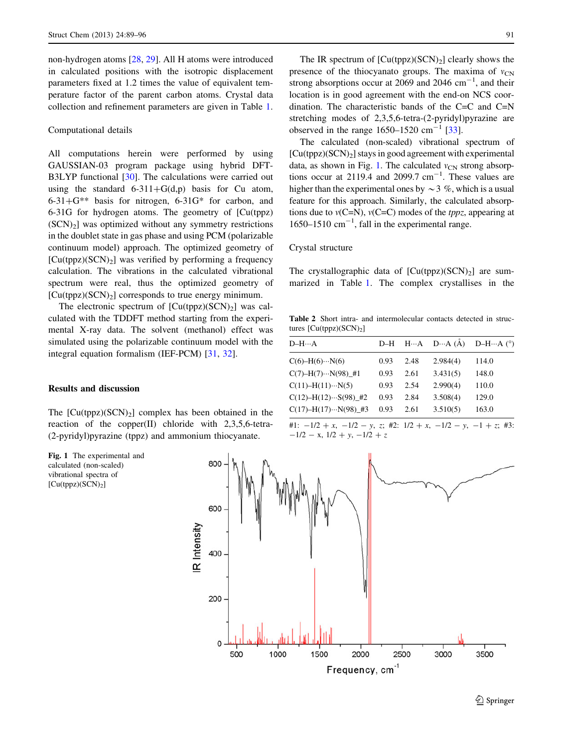non-hydrogen atoms [28, 29]. All H atoms were introduced in calculated positions with the isotropic displacement parameters fixed at 1.2 times the value of equivalent temperature factor of the parent carbon atoms. Crystal data collection and refinement parameters are given in Table 1.

### Computational details

All computations herein were performed by using GAUSSIAN-03 program package using hybrid DFT-B3LYP functional [30]. The calculations were carried out using the standard 6-311+G(d,p) basis for Cu atom, 6-31+G** basis for nitrogen, 6-31G* for carbon, and 6-31G for hydrogen atoms. The geometry of [Cu(tppz)$(SCN)_2$] was optimized without any symmetry restrictions in the doublet state in gas phase and using PCM (polarizable continuum model) approach. The optimized geometry of [Cu(tppz)$(SCN)_2$] was verified by performing a frequency calculation. The vibrations in the calculated vibrational spectrum were real, thus the optimized geometry of [Cu(tppz)$(SCN)_2$] corresponds to true energy minimum.

The electronic spectrum of [Cu(tppz)$(SCN)_2$] was calculated with the TDDFT method starting from the experimental X-ray data. The solvent (methanol) effect was simulated using the polarizable continuum model with the integral equation formalism (IEF-PCM) [31, 32].

## Results and discussion

The [Cu(tppz)$(SCN)_2$] complex has been obtained in the reaction of the copper(II) chloride with 2,3,5,6-tetra-(2-pyridyl)pyrazine (tppz) and ammonium thiocyanate.

The IR spectrum of [Cu(tppz)$(SCN)_2$] clearly shows the presence of the thiocyanato groups. The maxima of $\nu_{CN}$ strong absorptions occur at 2069 and 2046 $cm^{-1}$, and their location is in good agreement with the end-on NCS coordination. The characteristic bands of the C=C and C=N stretching modes of 2,3,5,6-tetra-(2-pyridyl)pyrazine are observed in the range 1650–1520 $cm^{-1}$ [33].

The calculated (non-scaled) vibrational spectrum of [Cu(tppz)$(SCN)_2$] stays in good agreement with experimental data, as shown in Fig. 1. The calculated $\nu_{CN}$ strong absorptions occur at 2119.4 and 2099.7 $cm^{-1}$. These values are higher than the experimental ones by ~3 %, which is a usual feature for this approach. Similarly, the calculated absorptions due to $\nu$(C=N), $\nu$(C=C) modes of the *tppz*, appearing at 1650–1510 $cm^{-1}$, fall in the experimental range.

### Crystal structure

The crystallographic data of [Cu(tppz)$(SCN)_2$] are summarized in Table 1. The complex crystallises in the

**Table 2** Short intra- and intermolecular contacts detected in structures [Cu(tppz)$(SCN)_2$]

| D–H···A | D–H | H···A | D···A (Å) | D–H···A (°) |
|---|---|---|---|---|
| C(6)–H(6)···N(6) | 0.93 | 2.48 | 2.984(4) | 114.0 |
| C(7)–H(7)···N(98)_#1 | 0.93 | 2.61 | 3.431(5) | 148.0 |
| C(11)–H(11)···N(5) | 0.93 | 2.54 | 2.990(4) | 110.0 |
| C(12)–H(12)···S(98)_#2 | 0.93 | 2.84 | 3.508(4) | 129.0 |
| C(17)–H(17)···N(98)_#3 | 0.93 | 2.61 | 3.510(5) | 163.0 |

#1: −1/2 + x, −1/2 − y, z; #2: 1/2 + x, −1/2 − y, −1 + z; #3: −1/2 − x, 1/2 + y, −1/2 + z

**Fig. 1** The experimental and calculated (non-scaled) vibrational spectra of [Cu(tppz)$(SCN)_2$]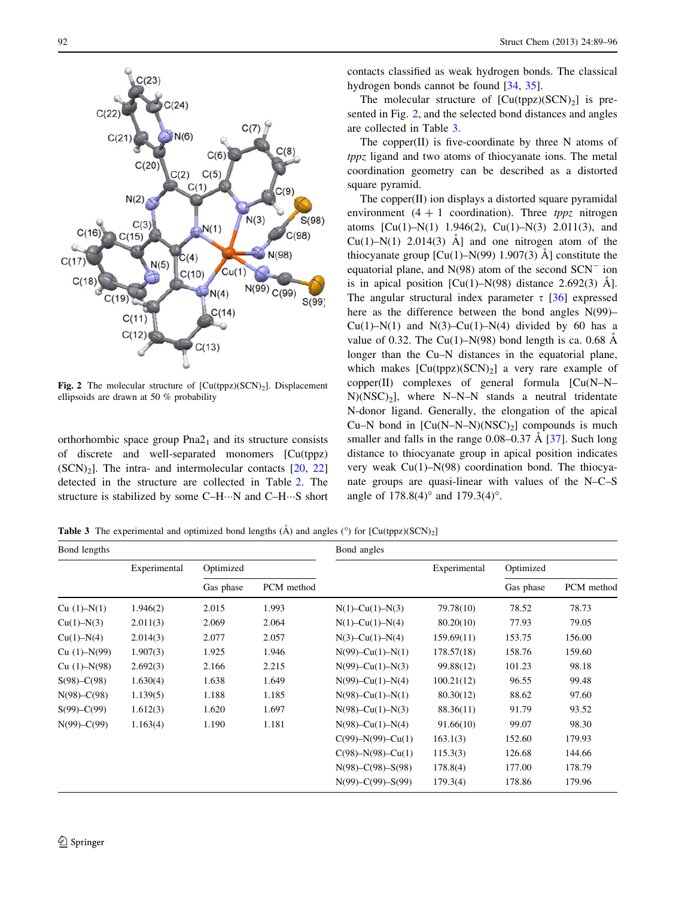**Fig. 2** The molecular structure of $[Cu(tppz)(SCN)_2]$. Displacement ellipsoids are drawn at 50 % probability

orthorhombic space group $Pna2_1$ and its structure consists of discrete and well-separated monomers $[Cu(tppz)(SCN)_2]$. The intra- and intermolecular contacts [20, 22] detected in the structure are collected in Table 2. The structure is stabilized by some C–H···N and C–H···S short contacts classified as weak hydrogen bonds. The classical hydrogen bonds cannot be found [34, 35].

The molecular structure of $[Cu(tppz)(SCN)_2]$ is presented in Fig. 2, and the selected bond distances and angles are collected in Table 3.

The copper(II) is five-coordinate by three N atoms of *tppz* ligand and two atoms of thiocyanate ions. The metal coordination geometry can be described as a distorted square pyramid.

The copper(II) ion displays a distorted square pyramidal environment (4 + 1 coordination). Three *tppz* nitrogen atoms [Cu(1)–N(1) 1.946(2), Cu(1)–N(3) 2.011(3), and Cu(1)–N(1) 2.014(3) Å] and one nitrogen atom of the thiocyanate group [Cu(1)–N(99) 1.907(3) Å] constitute the equatorial plane, and N(98) atom of the second $SCN^-$ ion is in apical position [Cu(1)–N(98) distance 2.692(3) Å]. The angular structural index parameter $\tau$ [36] expressed here as the difference between the bond angles N(99)–Cu(1)–N(1) and N(3)–Cu(1)–N(4) divided by 60 has a value of 0.32. The Cu(1)–N(98) bond length is ca. 0.68 Å longer than the Cu–N distances in the equatorial plane, which makes $[Cu(tppz)(SCN)_2]$ a very rare example of copper(II) complexes of general formula $[Cu(N–N–N)(NSC)_2]$, where N–N–N stands a neutral tridentate N-donor ligand. Generally, the elongation of the apical Cu–N bond in $[Cu(N–N–N)(NSC)_2]$ compounds is much smaller and falls in the range 0.08–0.37 Å [37]. Such long distance to thiocyanate group in apical position indicates very weak Cu(1)–N(98) coordination bond. The thiocyanate groups are quasi-linear with values of the N–C–S angle of 178.8(4)° and 179.3(4)°.

**Table 3** The experimental and optimized bond lengths (Å) and angles (°) for $[Cu(tppz)(SCN)_2]$

| Bond lengths | | | | Bond angles | | | |
|---|---|---|---|---|---|---|---|
| | Experimental | Optimized | | | Experimental | Optimized | |
| | | Gas phase | PCM method | | | Gas phase | PCM method |
| Cu (1)–N(1) | 1.946(2) | 2.015 | 1.993 | N(1)–Cu(1)–N(3) | 79.78(10) | 78.52 | 78.73 |
| Cu(1)–N(3) | 2.011(3) | 2.069 | 2.064 | N(1)–Cu(1)–N(4) | 80.20(10) | 77.93 | 79.05 |
| Cu(1)–N(4) | 2.014(3) | 2.077 | 2.057 | N(3)–Cu(1)–N(4) | 159.69(11) | 153.75 | 156.00 |
| Cu (1)–N(99) | 1.907(3) | 1.925 | 1.946 | N(99)–Cu(1)–N(1) | 178.57(18) | 158.76 | 159.60 |
| Cu (1)–N(98) | 2.692(3) | 2.166 | 2.215 | N(99)–Cu(1)–N(3) | 99.88(12) | 101.23 | 98.18 |
| S(98)–C(98) | 1.630(4) | 1.638 | 1.649 | N(99)–Cu(1)–N(4) | 100.21(12) | 96.55 | 99.48 |
| N(98)–C(98) | 1.139(5) | 1.188 | 1.185 | N(98)–Cu(1)–N(1) | 80.30(12) | 88.62 | 97.60 |
| S(99)–C(99) | 1.612(3) | 1.620 | 1.697 | N(98)–Cu(1)–N(3) | 88.36(11) | 91.79 | 93.52 |
| N(99)–C(99) | 1.163(4) | 1.190 | 1.181 | N(98)–Cu(1)–N(4) | 91.66(10) | 99.07 | 98.30 |
| | | | | C(99)–N(99)–Cu(1) | 163.1(3) | 152.60 | 179.93 |
| | | | | C(98)–N(98)–Cu(1) | 115.3(3) | 126.68 | 144.66 |
| | | | | N(98)–C(98)–S(98) | 178.8(4) | 177.00 | 178.79 |
| | | | | N(99)–C(99)–S(99) | 179.3(4) | 178.86 | 179.96 |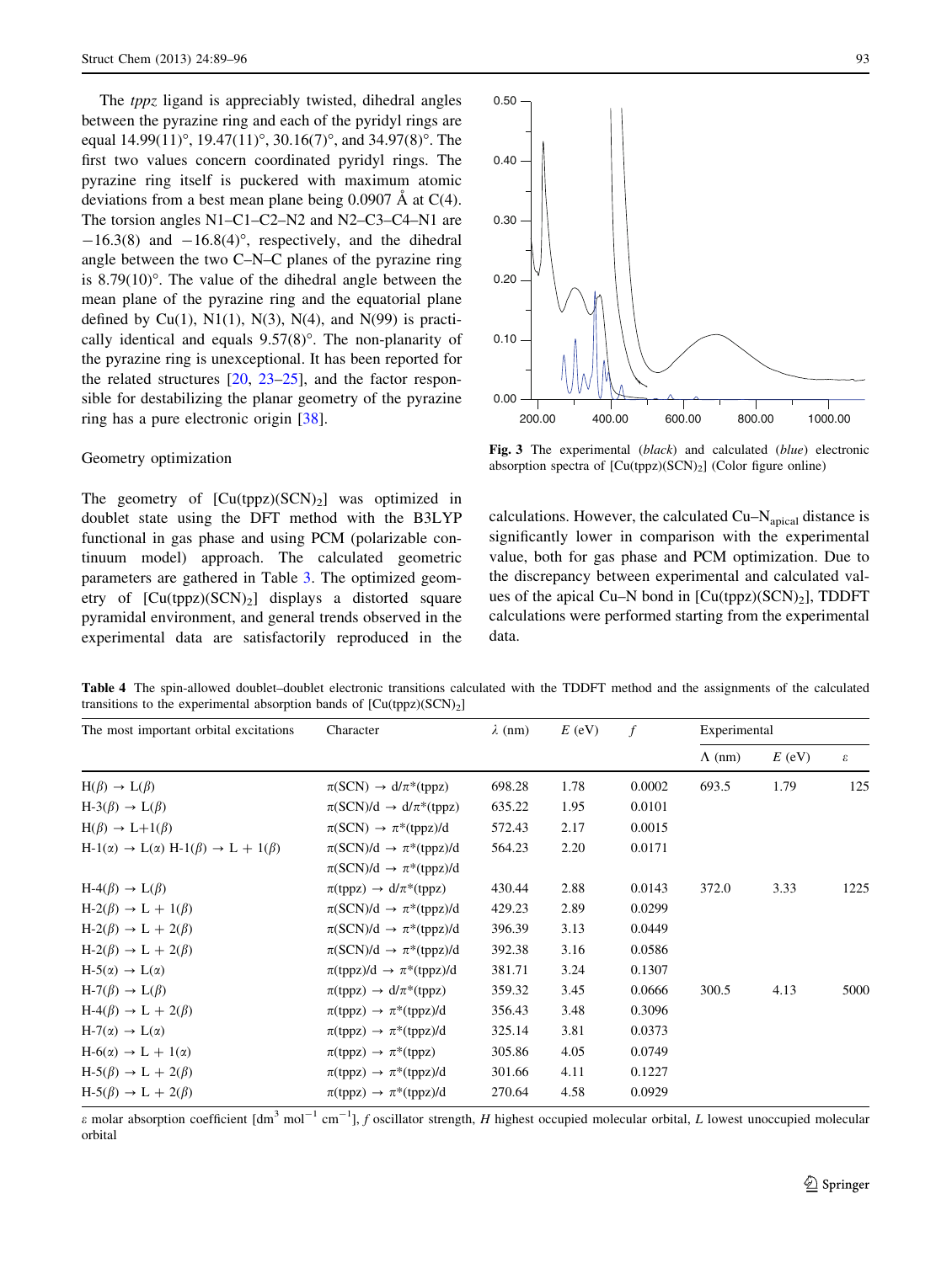The *tppz* ligand is appreciably twisted, dihedral angles between the pyrazine ring and each of the pyridyl rings are equal 14.99(11)°, 19.47(11)°, 30.16(7)°, and 34.97(8)°. The first two values concern coordinated pyridyl rings. The pyrazine ring itself is puckered with maximum atomic deviations from a best mean plane being 0.0907 Å at C(4). The torsion angles N1–C1–C2–N2 and N2–C3–C4–N1 are −16.3(8) and −16.8(4)°, respectively, and the dihedral angle between the two C–N–C planes of the pyrazine ring is 8.79(10)°. The value of the dihedral angle between the mean plane of the pyrazine ring and the equatorial plane defined by Cu(1), N1(1), N(3), N(4), and N(99) is practically identical and equals 9.57(8)°. The non-planarity of the pyrazine ring is unexceptional. It has been reported for the related structures [20, 23–25], and the factor responsible for destabilizing the planar geometry of the pyrazine ring has a pure electronic origin [38].

## Geometry optimization

The geometry of $[Cu(tppz)(SCN)_2]$ was optimized in doublet state using the DFT method with the B3LYP functional in gas phase and using PCM (polarizable continuum model) approach. The calculated geometric parameters are gathered in Table 3. The optimized geometry of $[Cu(tppz)(SCN)_2]$ displays a distorted square pyramidal environment, and general trends observed in the experimental data are satisfactorily reproduced in the calculations. However, the calculated Cu–$N_{apical}$ distance is significantly lower in comparison with the experimental value, both for gas phase and PCM optimization. Due to the discrepancy between experimental and calculated values of the apical Cu–N bond in $[Cu(tppz)(SCN)_2]$, TDDFT calculations were performed starting from the experimental data.

**Fig. 3** The experimental (*black*) and calculated (*blue*) electronic absorption spectra of $[Cu(tppz)(SCN)_2]$ (Color figure online)

**Table 4** The spin-allowed doublet–doublet electronic transitions calculated with the TDDFT method and the assignments of the calculated transitions to the experimental absorption bands of $[Cu(tppz)(SCN)_2]$

| The most important orbital excitations | Character | $\lambda$ (nm) | $E$ (eV) | $f$ | Experimental | | |
|---|---|---|---|---|---|---|---|
| | | | | | $\Lambda$ (nm) | $E$ (eV) | $\varepsilon$ |
| H($\beta$) → L($\beta$) | $\pi$(SCN) → d/$\pi$*(tppz) | 698.28 | 1.78 | 0.0002 | 693.5 | 1.79 | 125 |
| H-3($\beta$) → L($\beta$) | $\pi$(SCN)/d → d/$\pi$*(tppz) | 635.22 | 1.95 | 0.0101 | | | |
| H($\beta$) → L+1($\beta$) | $\pi$(SCN) → $\pi$*(tppz)/d | 572.43 | 2.17 | 0.0015 | | | |
| H-1($\alpha$) → L($\alpha$) H-1($\beta$) → L + 1($\beta$) | $\pi$(SCN)/d → $\pi$*(tppz)/d<br>$\pi$(SCN)/d → $\pi$*(tppz)/d | 564.23 | 2.20 | 0.0171 | | | |
| H-4($\beta$) → L($\beta$) | $\pi$(tppz) → d/$\pi$*(tppz) | 430.44 | 2.88 | 0.0143 | 372.0 | 3.33 | 1225 |
| H-2($\beta$) → L + 1($\beta$) | $\pi$(SCN)/d → $\pi$*(tppz)/d | 429.23 | 2.89 | 0.0299 | | | |
| H-2($\beta$) → L + 2($\beta$) | $\pi$(SCN)/d → $\pi$*(tppz)/d | 396.39 | 3.13 | 0.0449 | | | |
| H-2($\beta$) → L + 2($\beta$) | $\pi$(SCN)/d → $\pi$*(tppz)/d | 392.38 | 3.16 | 0.0586 | | | |
| H-5($\alpha$) → L($\alpha$) | $\pi$(tppz)/d → $\pi$*(tppz)/d | 381.71 | 3.24 | 0.1307 | | | |
| H-7($\beta$) → L($\beta$) | $\pi$(tppz) → d/$\pi$*(tppz) | 359.32 | 3.45 | 0.0666 | 300.5 | 4.13 | 5000 |
| H-4($\beta$) → L + 2($\beta$) | $\pi$(tppz) → $\pi$*(tppz)/d | 356.43 | 3.48 | 0.3096 | | | |
| H-7($\alpha$) → L($\alpha$) | $\pi$(tppz) → $\pi$*(tppz)/d | 325.14 | 3.81 | 0.0373 | | | |
| H-6($\alpha$) → L + 1($\alpha$) | $\pi$(tppz) → $\pi$*(tppz) | 305.86 | 4.05 | 0.0749 | | | |
| H-5($\beta$) → L + 2($\beta$) | $\pi$(tppz) → $\pi$*(tppz)/d | 301.66 | 4.11 | 0.1227 | | | |
| H-5($\beta$) → L + 2($\beta$) | $\pi$(tppz) → $\pi$*(tppz)/d | 270.64 | 4.58 | 0.0929 | | | |

$\varepsilon$ molar absorption coefficient [$dm^3$ $mol^{-1}$ $cm^{-1}$], $f$ oscillator strength, *H* highest occupied molecular orbital, *L* lowest unoccupied molecular orbital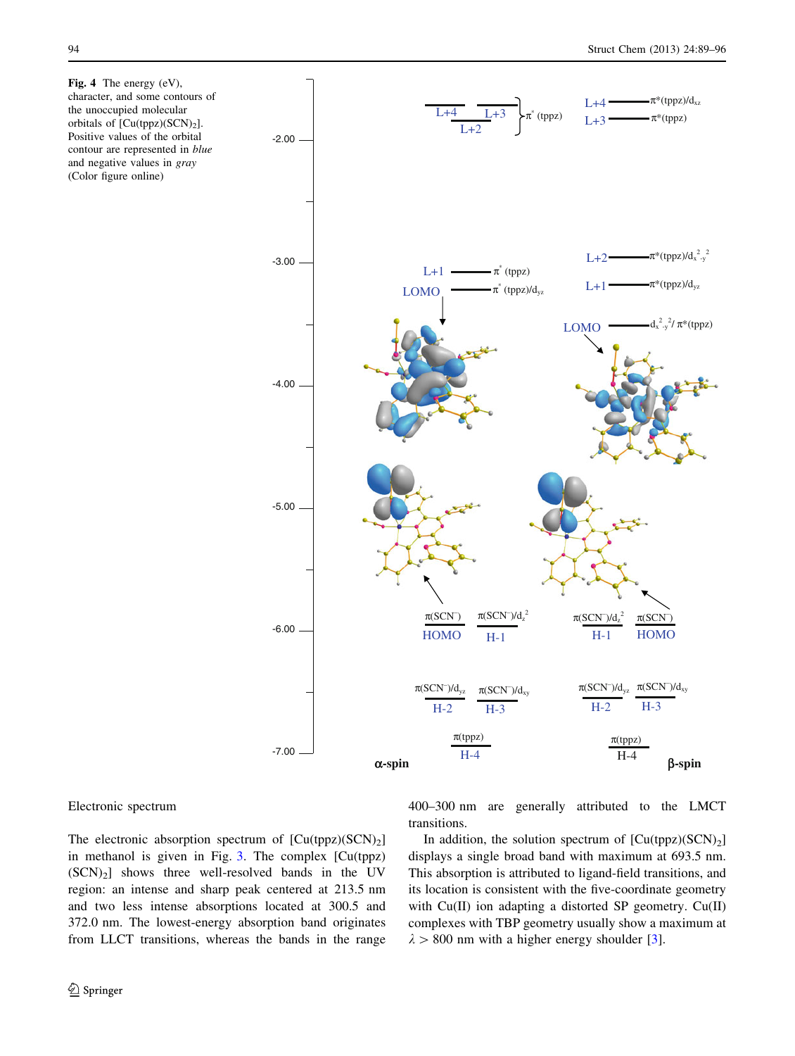**Fig. 4** The energy (eV), character, and some contours of the unoccupied molecular orbitals of [Cu(tppz)(SCN)$_2$]. Positive values of the orbital contour are represented in *blue* and negative values in *gray* (Color figure online)

Electronic spectrum

The electronic absorption spectrum of [Cu(tppz)(SCN)$_2$] in methanol is given in Fig. 3. The complex [Cu(tppz)(SCN)$_2$] shows three well-resolved bands in the UV region: an intense and sharp peak centered at 213.5 nm and two less intense absorptions located at 300.5 and 372.0 nm. The lowest-energy absorption band originates from LLCT transitions, whereas the bands in the range 400–300 nm are generally attributed to the LMCT transitions.

In addition, the solution spectrum of [Cu(tppz)(SCN)$_2$] displays a single broad band with maximum at 693.5 nm. This absorption is attributed to ligand-field transitions, and its location is consistent with the five-coordinate geometry with Cu(II) ion adapting a distorted SP geometry. Cu(II) complexes with TBP geometry usually show a maximum at $\lambda > 800$ nm with a higher energy shoulder [3].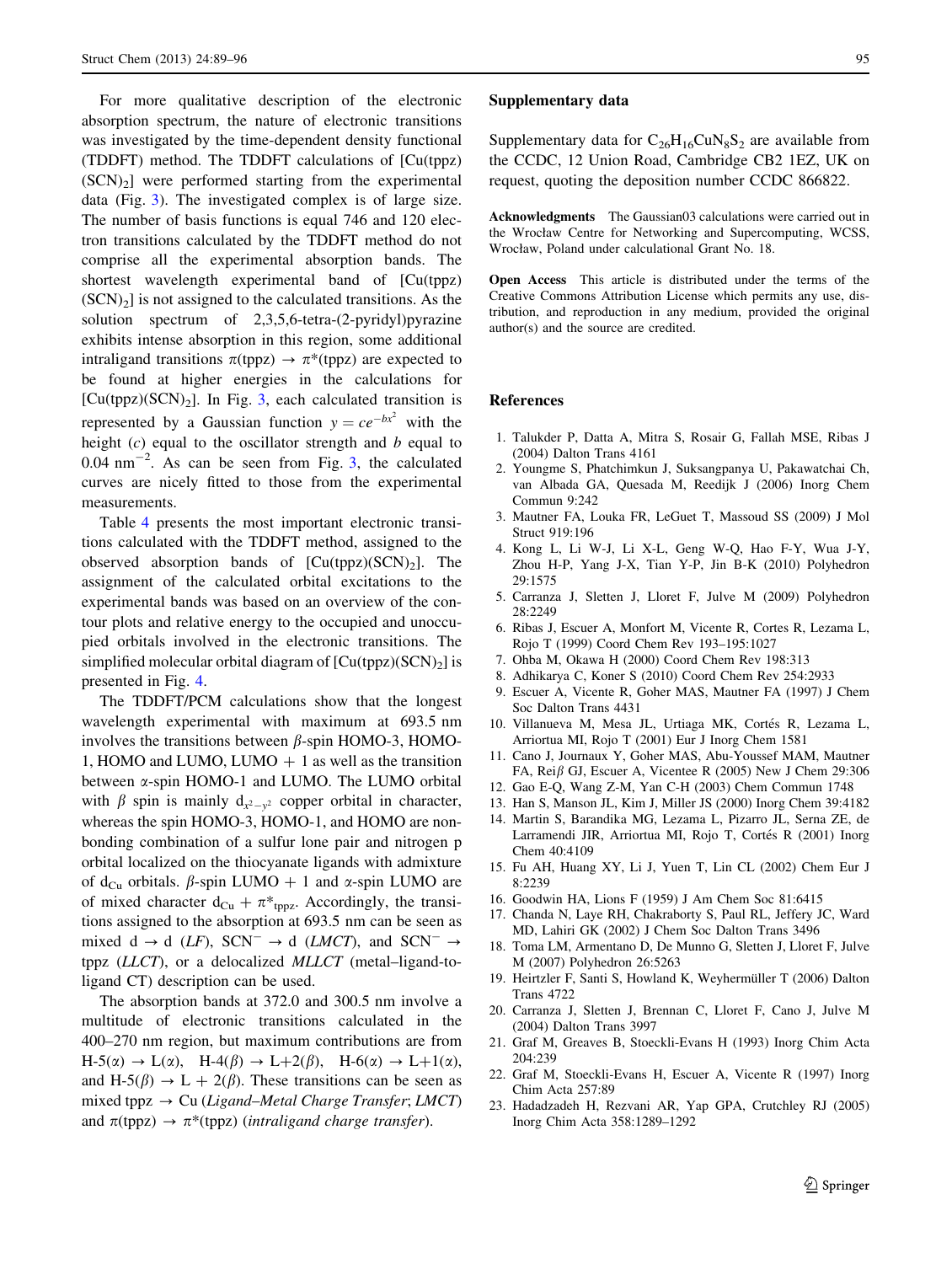For more qualitative description of the electronic absorption spectrum, the nature of electronic transitions was investigated by the time-dependent density functional (TDDFT) method. The TDDFT calculations of [Cu(tppz)(SCN)$_2$] were performed starting from the experimental data (Fig. 3). The investigated complex is of large size. The number of basis functions is equal 746 and 120 electron transitions calculated by the TDDFT method do not comprise all the experimental absorption bands. The shortest wavelength experimental band of [Cu(tppz)(SCN)$_2$] is not assigned to the calculated transitions. As the solution spectrum of 2,3,5,6-tetra-(2-pyridyl)pyrazine exhibits intense absorption in this region, some additional intraligand transitions π(tppz) → π*(tppz) are expected to be found at higher energies in the calculations for [Cu(tppz)(SCN)$_2$]. In Fig. 3, each calculated transition is represented by a Gaussian function $y = ce^{-bx^2}$ with the height ($c$) equal to the oscillator strength and $b$ equal to 0.04 nm$^{-2}$. As can be seen from Fig. 3, the calculated curves are nicely fitted to those from the experimental measurements.

Table 4 presents the most important electronic transitions calculated with the TDDFT method, assigned to the observed absorption bands of [Cu(tppz)(SCN)$_2$]. The assignment of the calculated orbital excitations to the experimental bands was based on an overview of the contour plots and relative energy to the occupied and unoccupied orbitals involved in the electronic transitions. The simplified molecular orbital diagram of [Cu(tppz)(SCN)$_2$] is presented in Fig. 4.

The TDDFT/PCM calculations show that the longest wavelength experimental with maximum at 693.5 nm involves the transitions between $\beta$-spin HOMO-3, HOMO-1, HOMO and LUMO, LUMO + 1 as well as the transition between $\alpha$-spin HOMO-1 and LUMO. The LUMO orbital with $\beta$ spin is mainly $d_{x^2-y^2}$ copper orbital in character, whereas the spin HOMO-3, HOMO-1, and HOMO are nonbonding combination of a sulfur lone pair and nitrogen p orbital localized on the thiocyanate ligands with admixture of $d_{Cu}$ orbitals. $\beta$-spin LUMO + 1 and $\alpha$-spin LUMO are of mixed character $d_{Cu} + \pi^*_{tppz}$. Accordingly, the transitions assigned to the absorption at 693.5 nm can be seen as mixed d → d (*LF*), SCN$^-$ → d (*LMCT*), and SCN$^-$ → tppz (*LLCT*), or a delocalized *MLLCT* (metal–ligand-to-ligand CT) description can be used.

The absorption bands at 372.0 and 300.5 nm involve a multitude of electronic transitions calculated in the 400–270 nm region, but maximum contributions are from H-5($\alpha$) → L($\alpha$), H-4($\beta$) → L+2($\beta$), H-6($\alpha$) → L+1($\alpha$), and H-5($\beta$) → L + 2($\beta$). These transitions can be seen as mixed tppz → Cu (*Ligand–Metal Charge Transfer*; *LMCT*) and π(tppz) → π*(tppz) (*intraligand charge transfer*).

## Supplementary data

Supplementary data for $C_{26}H_{16}CuN_8S_2$ are available from the CCDC, 12 Union Road, Cambridge CB2 1EZ, UK on request, quoting the deposition number CCDC 866822.

**Acknowledgments** The Gaussian03 calculations were carried out in the Wrocław Centre for Networking and Supercomputing, WCSS, Wrocław, Poland under calculational Grant No. 18.

**Open Access** This article is distributed under the terms of the Creative Commons Attribution License which permits any use, distribution, and reproduction in any medium, provided the original author(s) and the source are credited.

## References

1. Talukder P, Datta A, Mitra S, Rosair G, Fallah MSE, Ribas J (2004) Dalton Trans 4161
2. Youngme S, Phatchimkun J, Suksangpanya U, Pakawatchai Ch, van Albada GA, Quesada M, Reedijk J (2006) Inorg Chem Commun 9:242
3. Mautner FA, Louka FR, LeGuet T, Massoud SS (2009) J Mol Struct 919:196
4. Kong L, Li W-J, Li X-L, Geng W-Q, Hao F-Y, Wua J-Y, Zhou H-P, Yang J-X, Tian Y-P, Jin B-K (2010) Polyhedron 29:1575
5. Carranza J, Sletten J, Lloret F, Julve M (2009) Polyhedron 28:2249
6. Ribas J, Escuer A, Monfort M, Vicente R, Cortes R, Lezama L, Rojo T (1999) Coord Chem Rev 193–195:1027
7. Ohba M, Okawa H (2000) Coord Chem Rev 198:313
8. Adhikarya C, Koner S (2010) Coord Chem Rev 254:2933
9. Escuer A, Vicente R, Goher MAS, Mautner FA (1997) J Chem Soc Dalton Trans 4431
10. Villanueva M, Mesa JL, Urtiaga MK, Cortés R, Lezama L, Arriortua MI, Rojo T (2001) Eur J Inorg Chem 1581
11. Cano J, Journaux Y, Goher MAS, Abu-Youssef MAM, Mautner FA, Reiβ GJ, Escuer A, Vicentee R (2005) New J Chem 29:306
12. Gao E-Q, Wang Z-M, Yan C-H (2003) Chem Commun 1748
13. Han S, Manson JL, Kim J, Miller JS (2000) Inorg Chem 39:4182
14. Martin S, Barandika MG, Lezama L, Pizarro JL, Serna ZE, de Larramendi JIR, Arriortua MI, Rojo T, Cortés R (2001) Inorg Chem 40:4109
15. Fu AH, Huang XY, Li J, Yuen T, Lin CL (2002) Chem Eur J 8:2239
16. Goodwin HA, Lions F (1959) J Am Chem Soc 81:6415
17. Chanda N, Laye RH, Chakraborty S, Paul RL, Jeffery JC, Ward MD, Lahiri GK (2002) J Chem Soc Dalton Trans 3496
18. Toma LM, Armentano D, De Munno G, Sletten J, Lloret F, Julve M (2007) Polyhedron 26:5263
19. Heirtzler F, Santi S, Howland K, Weyhermüller T (2006) Dalton Trans 4722
20. Carranza J, Sletten J, Brennan C, Lloret F, Cano J, Julve M (2004) Dalton Trans 3997
21. Graf M, Greaves B, Stoeckli-Evans H (1993) Inorg Chim Acta 204:239
22. Graf M, Stoeckli-Evans H, Escuer A, Vicente R (1997) Inorg Chim Acta 257:89
23. Hadadzadeh H, Rezvani AR, Yap GPA, Crutchley RJ (2005) Inorg Chim Acta 358:1289–1292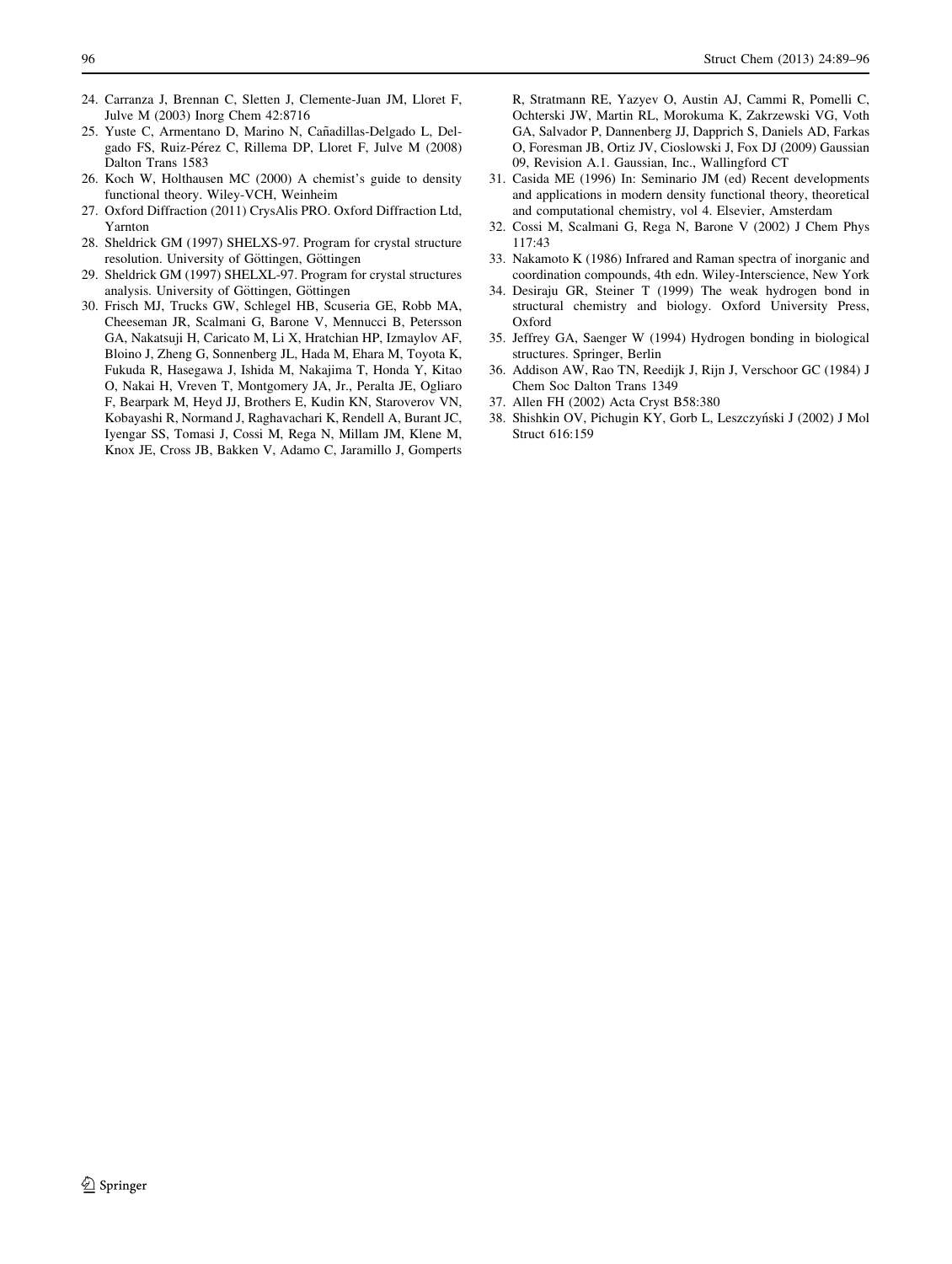24. Carranza J, Brennan C, Sletten J, Clemente-Juan JM, Lloret F, Julve M (2003) Inorg Chem 42:8716
25. Yuste C, Armentano D, Marino N, Cañadillas-Delgado L, Delgado FS, Ruiz-Pérez C, Rillema DP, Lloret F, Julve M (2008) Dalton Trans 1583
26. Koch W, Holthausen MC (2000) A chemist's guide to density functional theory. Wiley-VCH, Weinheim
27. Oxford Diffraction (2011) CrysAlis PRO. Oxford Diffraction Ltd, Yarnton
28. Sheldrick GM (1997) SHELXS-97. Program for crystal structure resolution. University of Göttingen, Göttingen
29. Sheldrick GM (1997) SHELXL-97. Program for crystal structures analysis. University of Göttingen, Göttingen
30. Frisch MJ, Trucks GW, Schlegel HB, Scuseria GE, Robb MA, Cheeseman JR, Scalmani G, Barone V, Mennucci B, Petersson GA, Nakatsuji H, Caricato M, Li X, Hratchian HP, Izmaylov AF, Bloino J, Zheng G, Sonnenberg JL, Hada M, Ehara M, Toyota K, Fukuda R, Hasegawa J, Ishida M, Nakajima T, Honda Y, Kitao O, Nakai H, Vreven T, Montgomery JA, Jr., Peralta JE, Ogliaro F, Bearpark M, Heyd JJ, Brothers E, Kudin KN, Staroverov VN, Kobayashi R, Normand J, Raghavachari K, Rendell A, Burant JC, Iyengar SS, Tomasi J, Cossi M, Rega N, Millam JM, Klene M, Knox JE, Cross JB, Bakken V, Adamo C, Jaramillo J, Gomperts R, Stratmann RE, Yazyev O, Austin AJ, Cammi R, Pomelli C, Ochterski JW, Martin RL, Morokuma K, Zakrzewski VG, Voth GA, Salvador P, Dannenberg JJ, Dapprich S, Daniels AD, Farkas O, Foresman JB, Ortiz JV, Cioslowski J, Fox DJ (2009) Gaussian 09, Revision A.1. Gaussian, Inc., Wallingford CT
31. Casida ME (1996) In: Seminario JM (ed) Recent developments and applications in modern density functional theory, theoretical and computational chemistry, vol 4. Elsevier, Amsterdam
32. Cossi M, Scalmani G, Rega N, Barone V (2002) J Chem Phys 117:43
33. Nakamoto K (1986) Infrared and Raman spectra of inorganic and coordination compounds, 4th edn. Wiley-Interscience, New York
34. Desiraju GR, Steiner T (1999) The weak hydrogen bond in structural chemistry and biology. Oxford University Press, Oxford
35. Jeffrey GA, Saenger W (1994) Hydrogen bonding in biological structures. Springer, Berlin
36. Addison AW, Rao TN, Reedijk J, Rijn J, Verschoor GC (1984) J Chem Soc Dalton Trans 1349
37. Allen FH (2002) Acta Cryst B58:380
38. Shishkin OV, Pichugin KY, Gorb L, Leszczyński J (2002) J Mol Struct 616:159